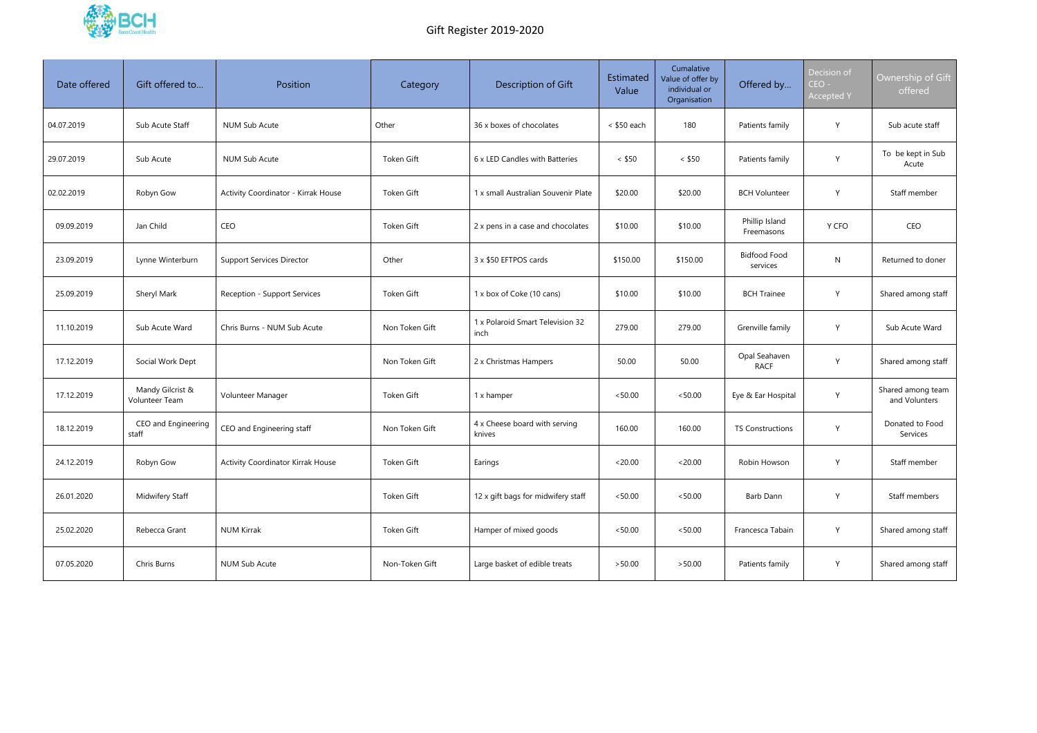# Gift Register 2019-2020

| Date offered | Gift offered to… | Position | Category | Description of Gift | Estimated Value | Cumalative Value of offer by individual or Organisation | Offered by… | Decision of CEO - Accepted Y | Ownership of Gift offered |
|---|---|---|---|---|---|---|---|---|---|
| 04.07.2019 | Sub Acute Staff | NUM Sub Acute | Other | 36 x boxes of chocolates | < $50 each | 180 | Patients family | Y | Sub acute staff |
| 29.07.2019 | Sub Acute | NUM Sub Acute | Token Gift | 6 x LED Candles with Batteries | < $50 | < $50 | Patients family | Y | To be kept in Sub Acute |
| 02.02.2019 | Robyn Gow | Activity Coordinator - Kirrak House | Token Gift | 1 x small Australian Souvenir Plate | $20.00 | $20.00 | BCH Volunteer | Y | Staff member |
| 09.09.2019 | Jan Child | CEO | Token Gift | 2 x pens in a case and chocolates | $10.00 | $10.00 | Phillip Island Freemasons | Y CFO | CEO |
| 23.09.2019 | Lynne Winterburn | Support Services Director | Other | 3 x $50 EFTPOS cards | $150.00 | $150.00 | Bidfood Food services | N | Returned to doner |
| 25.09.2019 | Sheryl Mark | Reception - Support Services | Token Gift | 1 x box of Coke (10 cans) | $10.00 | $10.00 | BCH Trainee | Y | Shared among staff |
| 11.10.2019 | Sub Acute Ward | Chris Burns - NUM Sub Acute | Non Token Gift | 1 x Polaroid Smart Television 32 inch | 279.00 | 279.00 | Grenville family | Y | Sub Acute Ward |
| 17.12.2019 | Social Work Dept | | Non Token Gift | 2 x Christmas Hampers | 50.00 | 50.00 | Opal Seahaven RACF | Y | Shared among staff |
| 17.12.2019 | Mandy Gilcrist & Volunteer Team | Volunteer Manager | Token Gift | 1 x hamper | <50.00 | <50.00 | Eye & Ear Hospital | Y | Shared among team and Volunters |
| 18.12.2019 | CEO and Engineering staff | CEO and Engineering staff | Non Token Gift | 4 x Cheese board with serving knives | 160.00 | 160.00 | TS Constructions | Y | Donated to Food Services |
| 24.12.2019 | Robyn Gow | Activity Coordinator Kirrak House | Token Gift | Earings | <20.00 | <20.00 | Robin Howson | Y | Staff member |
| 26.01.2020 | Midwifery Staff | | Token Gift | 12 x gift bags for midwifery staff | <50.00 | <50.00 | Barb Dann | Y | Staff members |
| 25.02.2020 | Rebecca Grant | NUM Kirrak | Token Gift | Hamper of mixed goods | <50.00 | <50.00 | Francesca Tabain | Y | Shared among staff |
| 07.05.2020 | Chris Burns | NUM Sub Acute | Non-Token Gift | Large basket of edible treats | >50.00 | >50.00 | Patients family | Y | Shared among staff |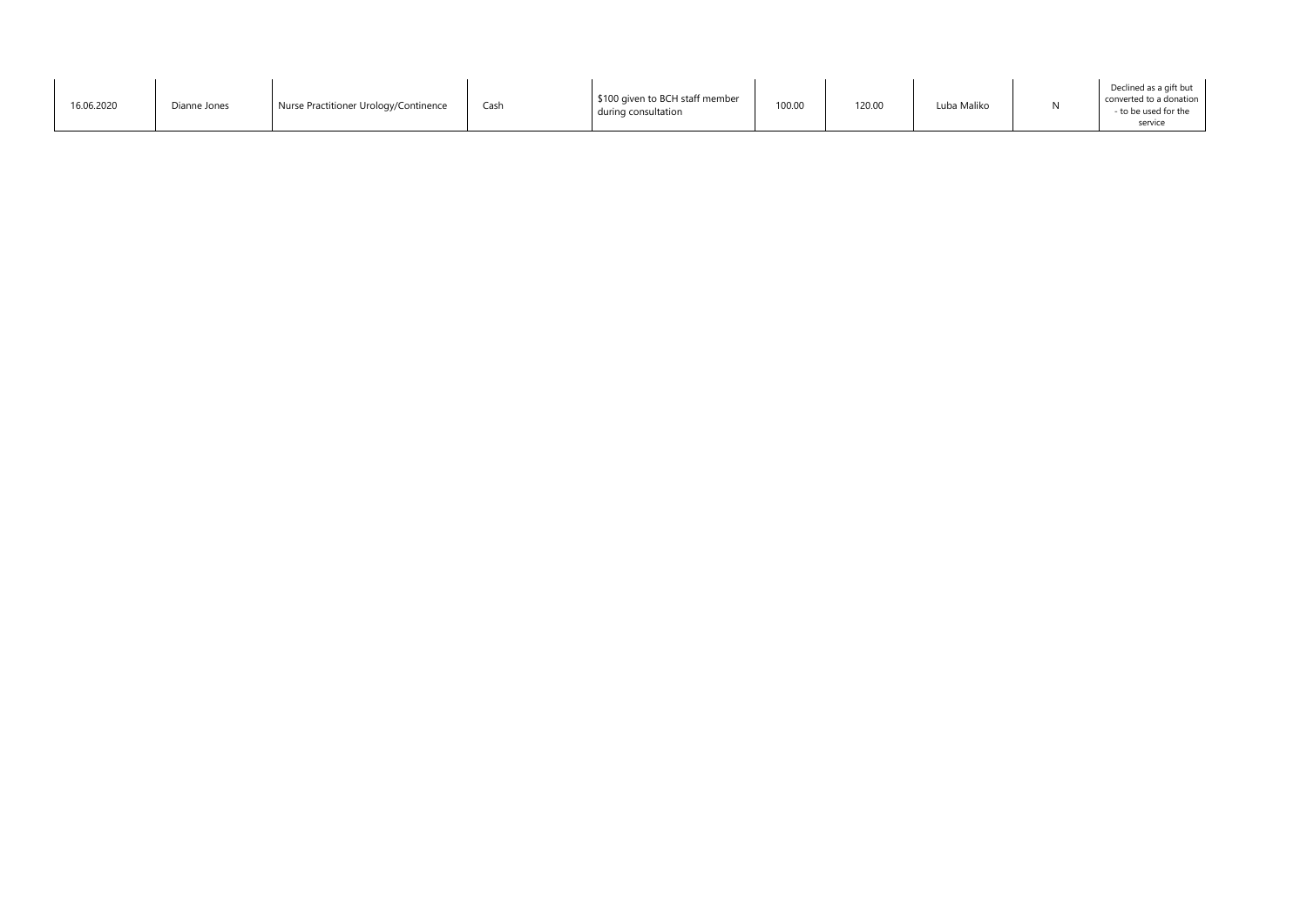| | | | | | | | | | |
|---|---|---|---|---|---|---|---|---|---|
| 16.06.2020 | Dianne Jones | Nurse Practitioner Urology/Continence | Cash | $100 given to BCH staff member during consultation | 100.00 | 120.00 | Luba Maliko | N | Declined as a gift but converted to a donation - to be used for the service |